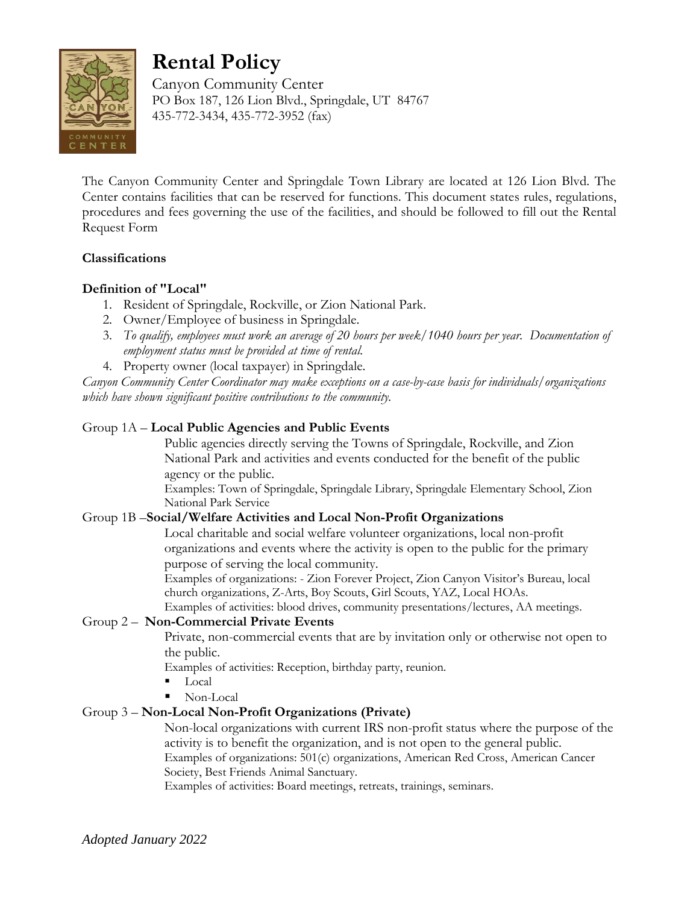# Rental Policy

Canyon Community Center
PO Box 187, 126 Lion Blvd., Springdale, UT 84767
435-772-3434, 435-772-3952 (fax)

The Canyon Community Center and Springdale Town Library are located at 126 Lion Blvd. The Center contains facilities that can be reserved for functions. This document states rules, regulations, procedures and fees governing the use of the facilities, and should be followed to fill out the Rental Request Form

## Classifications

### Definition of "Local"

1. Resident of Springdale, Rockville, or Zion National Park.
2. Owner/Employee of business in Springdale.
3. *To qualify, employees must work an average of 20 hours per week/1040 hours per year. Documentation of employment status must be provided at time of rental.*
4. Property owner (local taxpayer) in Springdale.

*Canyon Community Center Coordinator may make exceptions on a case-by-case basis for individuals/organizations which have shown significant positive contributions to the community.*

Group 1A – **Local Public Agencies and Public Events**

Public agencies directly serving the Towns of Springdale, Rockville, and Zion National Park and activities and events conducted for the benefit of the public agency or the public.
Examples: Town of Springdale, Springdale Library, Springdale Elementary School, Zion National Park Service

Group 1B –**Social/Welfare Activities and Local Non-Profit Organizations**

Local charitable and social welfare volunteer organizations, local non-profit organizations and events where the activity is open to the public for the primary purpose of serving the local community.
Examples of organizations: - Zion Forever Project, Zion Canyon Visitor's Bureau, local church organizations, Z-Arts, Boy Scouts, Girl Scouts, YAZ, Local HOAs.
Examples of activities: blood drives, community presentations/lectures, AA meetings.

Group 2 – **Non-Commercial Private Events**

Private, non-commercial events that are by invitation only or otherwise not open to the public.
Examples of activities: Reception, birthday party, reunion.

- Local
- Non-Local

Group 3 – **Non-Local Non-Profit Organizations (Private)**

Non-local organizations with current IRS non-profit status where the purpose of the activity is to benefit the organization, and is not open to the general public.
Examples of organizations: 501(c) organizations, American Red Cross, American Cancer Society, Best Friends Animal Sanctuary.
Examples of activities: Board meetings, retreats, trainings, seminars.

*Adopted January 2022*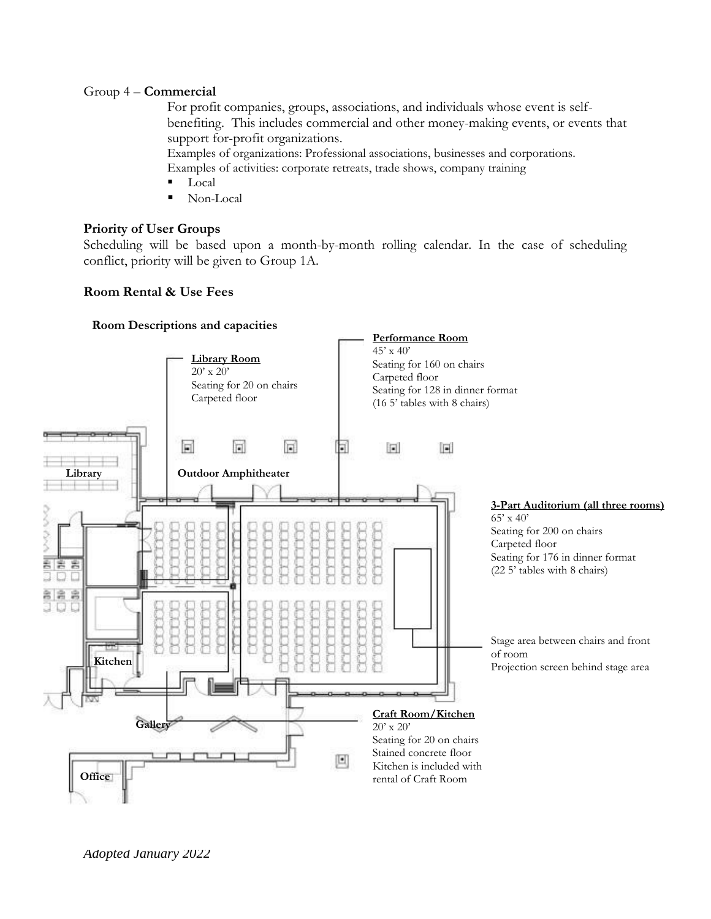Group 4 – **Commercial**

For profit companies, groups, associations, and individuals whose event is self-benefiting. This includes commercial and other money-making events, or events that support for-profit organizations.

Examples of organizations: Professional associations, businesses and corporations.

Examples of activities: corporate retreats, trade shows, company training

- Local
- Non-Local

### Priority of User Groups

Scheduling will be based upon a month-by-month rolling calendar. In the case of scheduling conflict, priority will be given to Group 1A.

### Room Rental & Use Fees

#### Room Descriptions and capacities

**Library Room**
20' x 20'
Seating for 20 on chairs
Carpeted floor

**Performance Room**
45' x 40'
Seating for 160 on chairs
Carpeted floor
Seating for 128 in dinner format
(16 5' tables with 8 chairs)

Library

Outdoor Amphitheater

**3-Part Auditorium (all three rooms)**
65' x 40'
Seating for 200 on chairs
Carpeted floor
Seating for 176 in dinner format
(22 5' tables with 8 chairs)

Stage area between chairs and front of room
Projection screen behind stage area

Kitchen

Gallery

**Craft Room/Kitchen**
20' x 20'
Seating for 20 on chairs
Stained concrete floor
Kitchen is included with rental of Craft Room

Office

*Adopted January 2022*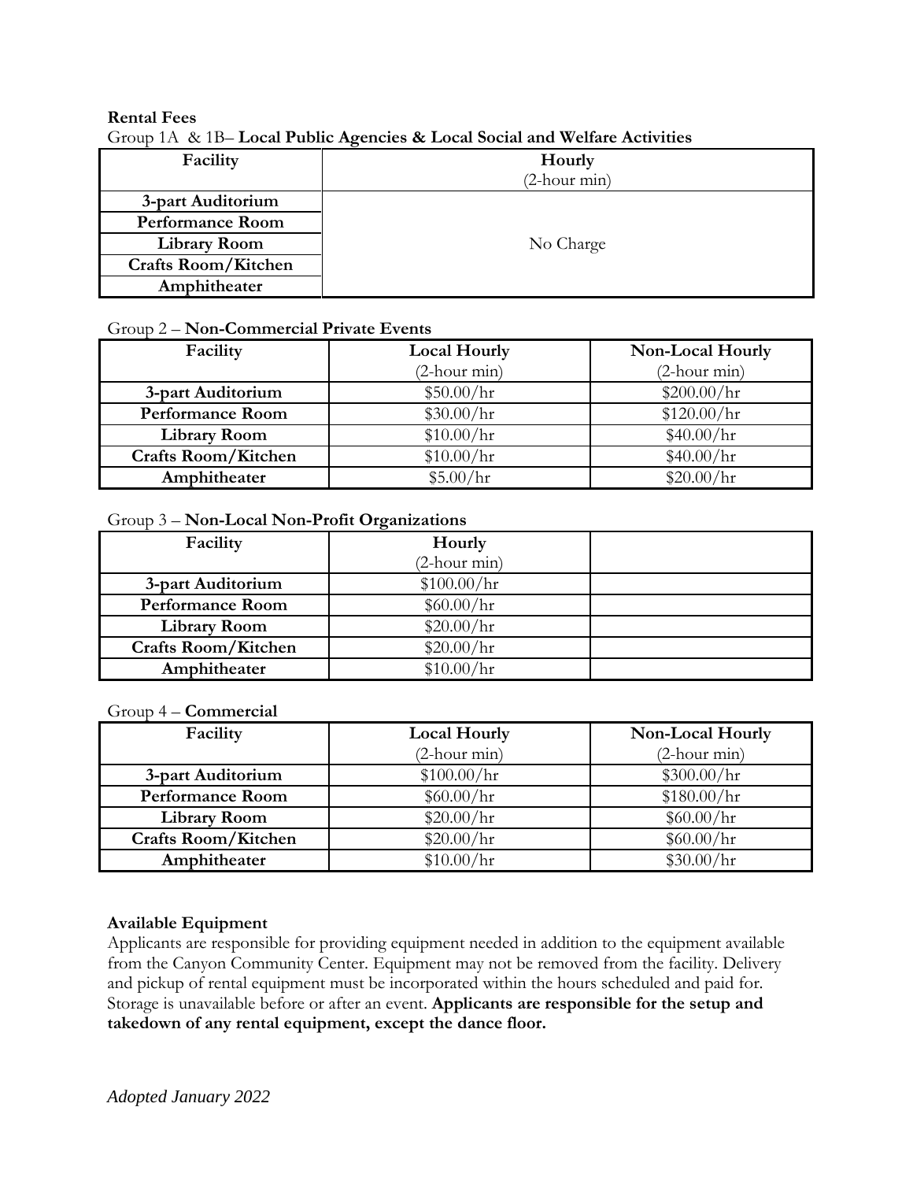**Rental Fees**

Group 1A & 1B– **Local Public Agencies & Local Social and Welfare Activities**

| Facility | Hourly (2-hour min) |
| --- | --- |
| 3-part Auditorium | No Charge |
| Performance Room | |
| Library Room | |
| Crafts Room/Kitchen | |
| Amphitheater | |

Group 2 – **Non-Commercial Private Events**

| Facility | Local Hourly (2-hour min) | Non-Local Hourly (2-hour min) |
| --- | --- | --- |
| 3-part Auditorium | $50.00/hr | $200.00/hr |
| Performance Room | $30.00/hr | $120.00/hr |
| Library Room | $10.00/hr | $40.00/hr |
| Crafts Room/Kitchen | $10.00/hr | $40.00/hr |
| Amphitheater | $5.00/hr | $20.00/hr |

Group 3 – **Non-Local Non-Profit Organizations**

| Facility | Hourly (2-hour min) | |
| --- | --- | --- |
| 3-part Auditorium | $100.00/hr | |
| Performance Room | $60.00/hr | |
| Library Room | $20.00/hr | |
| Crafts Room/Kitchen | $20.00/hr | |
| Amphitheater | $10.00/hr | |

Group 4 – **Commercial**

| Facility | Local Hourly (2-hour min) | Non-Local Hourly (2-hour min) |
| --- | --- | --- |
| 3-part Auditorium | $100.00/hr | $300.00/hr |
| Performance Room | $60.00/hr | $180.00/hr |
| Library Room | $20.00/hr | $60.00/hr |
| Crafts Room/Kitchen | $20.00/hr | $60.00/hr |
| Amphitheater | $10.00/hr | $30.00/hr |

**Available Equipment**

Applicants are responsible for providing equipment needed in addition to the equipment available from the Canyon Community Center. Equipment may not be removed from the facility. Delivery and pickup of rental equipment must be incorporated within the hours scheduled and paid for. Storage is unavailable before or after an event. **Applicants are responsible for the setup and takedown of any rental equipment, except the dance floor.**

*Adopted January 2022*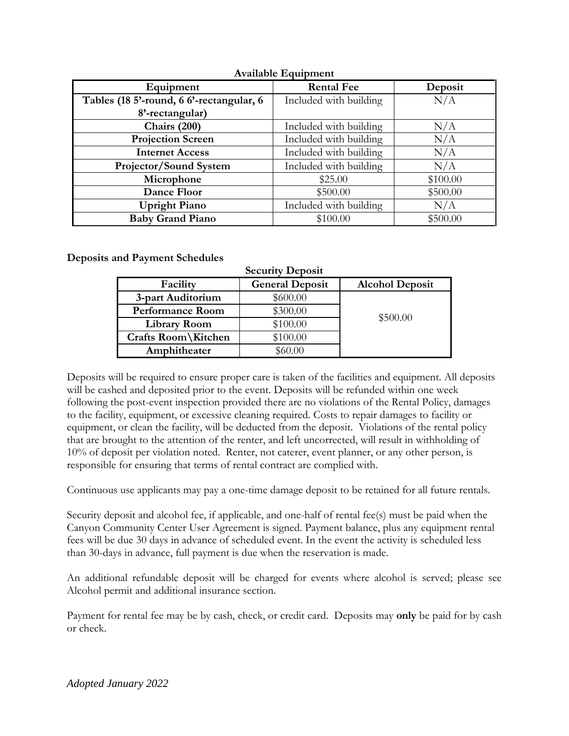**Available Equipment**

| Equipment | Rental Fee | Deposit |
|---|---|---|
| **Tables (18 5'-round, 6 6'-rectangular, 6 8'-rectangular)** | Included with building | N/A |
| **Chairs (200)** | Included with building | N/A |
| **Projection Screen** | Included with building | N/A |
| **Internet Access** | Included with building | N/A |
| **Projector/Sound System** | Included with building | N/A |
| **Microphone** | $25.00 | $100.00 |
| **Dance Floor** | $500.00 | $500.00 |
| **Upright Piano** | Included with building | N/A |
| **Baby Grand Piano** | $100.00 | $500.00 |

**Deposits and Payment Schedules**

**Security Deposit**

| Facility | General Deposit | Alcohol Deposit |
|---|---|---|
| **3-part Auditorium** | $600.00 | $500.00 |
| **Performance Room** | $300.00 | |
| **Library Room** | $100.00 | |
| **Crafts Room\Kitchen** | $100.00 | |
| **Amphitheater** | $60.00 | |

Deposits will be required to ensure proper care is taken of the facilities and equipment. All deposits will be cashed and deposited prior to the event. Deposits will be refunded within one week following the post-event inspection provided there are no violations of the Rental Policy, damages to the facility, equipment, or excessive cleaning required. Costs to repair damages to facility or equipment, or clean the facility, will be deducted from the deposit. Violations of the rental policy that are brought to the attention of the renter, and left uncorrected, will result in withholding of 10% of deposit per violation noted. Renter, not caterer, event planner, or any other person, is responsible for ensuring that terms of rental contract are complied with.

Continuous use applicants may pay a one-time damage deposit to be retained for all future rentals.

Security deposit and alcohol fee, if applicable, and one-half of rental fee(s) must be paid when the Canyon Community Center User Agreement is signed. Payment balance, plus any equipment rental fees will be due 30 days in advance of scheduled event. In the event the activity is scheduled less than 30-days in advance, full payment is due when the reservation is made.

An additional refundable deposit will be charged for events where alcohol is served; please see Alcohol permit and additional insurance section.

Payment for rental fee may be by cash, check, or credit card. Deposits may **only** be paid for by cash or check.

*Adopted January 2022*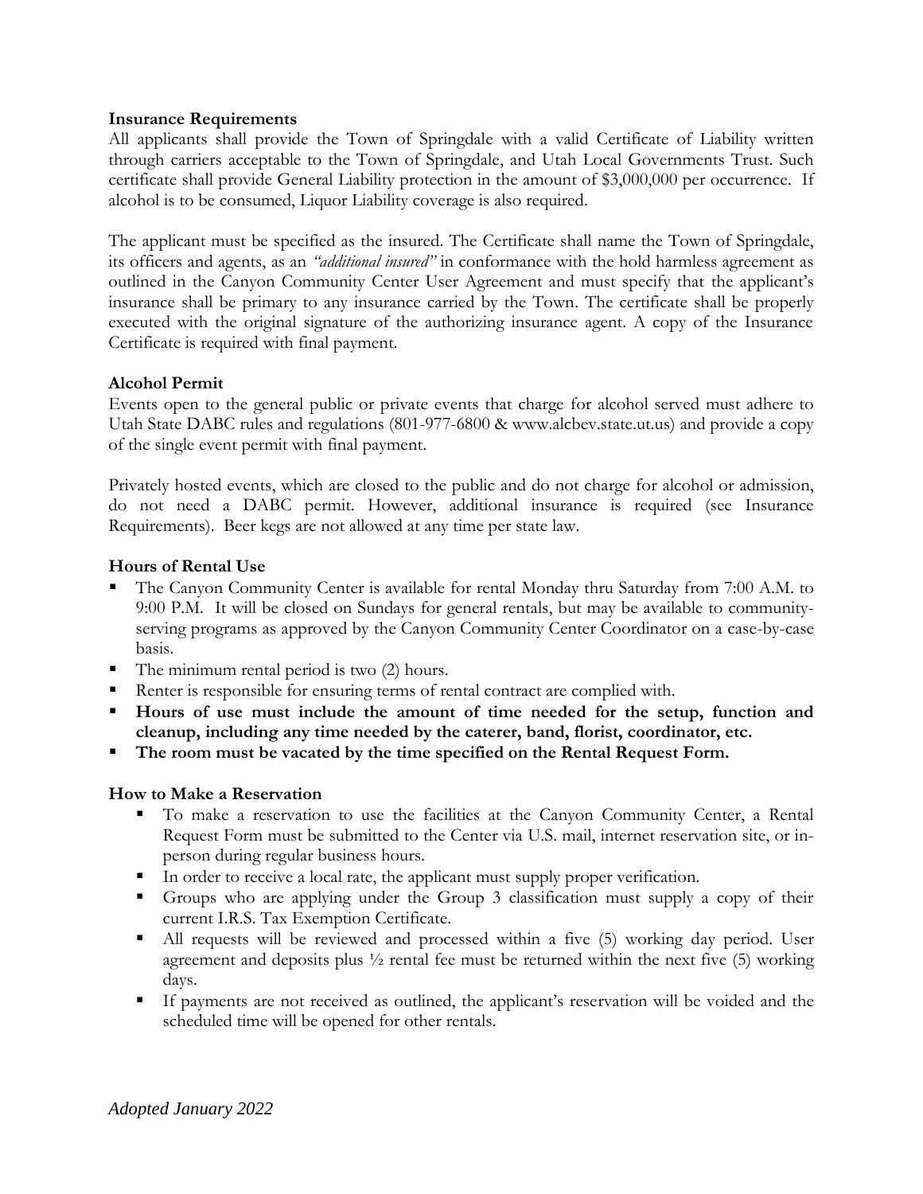### Insurance Requirements

All applicants shall provide the Town of Springdale with a valid Certificate of Liability written through carriers acceptable to the Town of Springdale, and Utah Local Governments Trust. Such certificate shall provide General Liability protection in the amount of $3,000,000 per occurrence. If alcohol is to be consumed, Liquor Liability coverage is also required.

The applicant must be specified as the insured. The Certificate shall name the Town of Springdale, its officers and agents, as an *"additional insured"* in conformance with the hold harmless agreement as outlined in the Canyon Community Center User Agreement and must specify that the applicant's insurance shall be primary to any insurance carried by the Town. The certificate shall be properly executed with the original signature of the authorizing insurance agent. A copy of the Insurance Certificate is required with final payment.

### Alcohol Permit

Events open to the general public or private events that charge for alcohol served must adhere to Utah State DABC rules and regulations (801-977-6800 & www.alcbev.state.ut.us) and provide a copy of the single event permit with final payment.

Privately hosted events, which are closed to the public and do not charge for alcohol or admission, do not need a DABC permit. However, additional insurance is required (see Insurance Requirements). Beer kegs are not allowed at any time per state law.

### Hours of Rental Use

- The Canyon Community Center is available for rental Monday thru Saturday from 7:00 A.M. to 9:00 P.M. It will be closed on Sundays for general rentals, but may be available to community-serving programs as approved by the Canyon Community Center Coordinator on a case-by-case basis.
- The minimum rental period is two (2) hours.
- Renter is responsible for ensuring terms of rental contract are complied with.
- **Hours of use must include the amount of time needed for the setup, function and cleanup, including any time needed by the caterer, band, florist, coordinator, etc.**
- **The room must be vacated by the time specified on the Rental Request Form.**

### How to Make a Reservation

- To make a reservation to use the facilities at the Canyon Community Center, a Rental Request Form must be submitted to the Center via U.S. mail, internet reservation site, or in-person during regular business hours.
- In order to receive a local rate, the applicant must supply proper verification.
- Groups who are applying under the Group 3 classification must supply a copy of their current I.R.S. Tax Exemption Certificate.
- All requests will be reviewed and processed within a five (5) working day period. User agreement and deposits plus ½ rental fee must be returned within the next five (5) working days.
- If payments are not received as outlined, the applicant's reservation will be voided and the scheduled time will be opened for other rentals.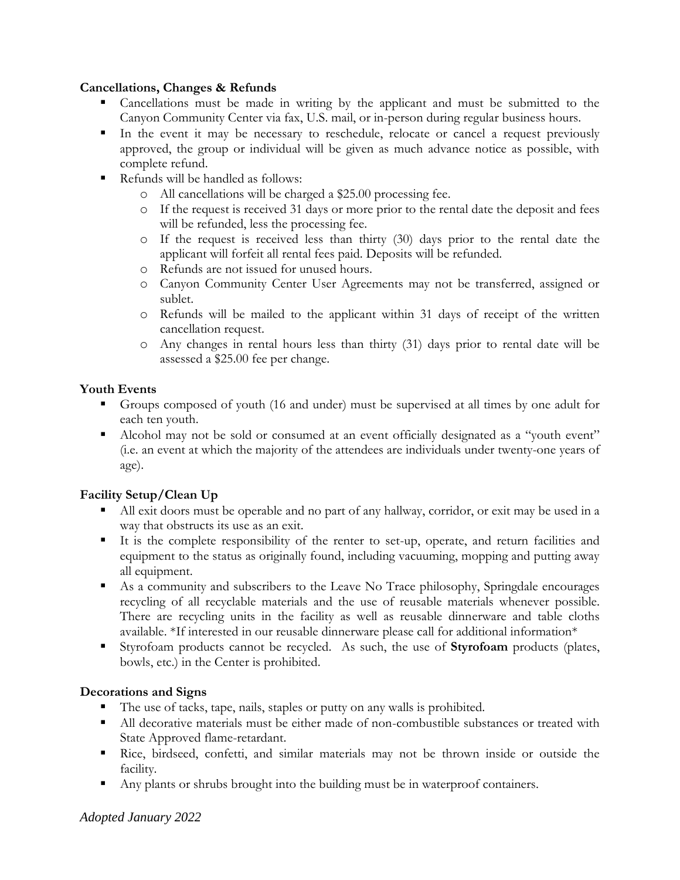**Cancellations, Changes & Refunds**

- Cancellations must be made in writing by the applicant and must be submitted to the Canyon Community Center via fax, U.S. mail, or in-person during regular business hours.
- In the event it may be necessary to reschedule, relocate or cancel a request previously approved, the group or individual will be given as much advance notice as possible, with complete refund.
- Refunds will be handled as follows:
  - All cancellations will be charged a $25.00 processing fee.
  - If the request is received 31 days or more prior to the rental date the deposit and fees will be refunded, less the processing fee.
  - If the request is received less than thirty (30) days prior to the rental date the applicant will forfeit all rental fees paid. Deposits will be refunded.
  - Refunds are not issued for unused hours.
  - Canyon Community Center User Agreements may not be transferred, assigned or sublet.
  - Refunds will be mailed to the applicant within 31 days of receipt of the written cancellation request.
  - Any changes in rental hours less than thirty (31) days prior to rental date will be assessed a $25.00 fee per change.

**Youth Events**

- Groups composed of youth (16 and under) must be supervised at all times by one adult for each ten youth.
- Alcohol may not be sold or consumed at an event officially designated as a "youth event" (i.e. an event at which the majority of the attendees are individuals under twenty-one years of age).

**Facility Setup/Clean Up**

- All exit doors must be operable and no part of any hallway, corridor, or exit may be used in a way that obstructs its use as an exit.
- It is the complete responsibility of the renter to set-up, operate, and return facilities and equipment to the status as originally found, including vacuuming, mopping and putting away all equipment.
- As a community and subscribers to the Leave No Trace philosophy, Springdale encourages recycling of all recyclable materials and the use of reusable materials whenever possible. There are recycling units in the facility as well as reusable dinnerware and table cloths available. *If interested in our reusable dinnerware please call for additional information*
- Styrofoam products cannot be recycled. As such, the use of **Styrofoam** products (plates, bowls, etc.) in the Center is prohibited.

**Decorations and Signs**

- The use of tacks, tape, nails, staples or putty on any walls is prohibited.
- All decorative materials must be either made of non-combustible substances or treated with State Approved flame-retardant.
- Rice, birdseed, confetti, and similar materials may not be thrown inside or outside the facility.
- Any plants or shrubs brought into the building must be in waterproof containers.

*Adopted January 2022*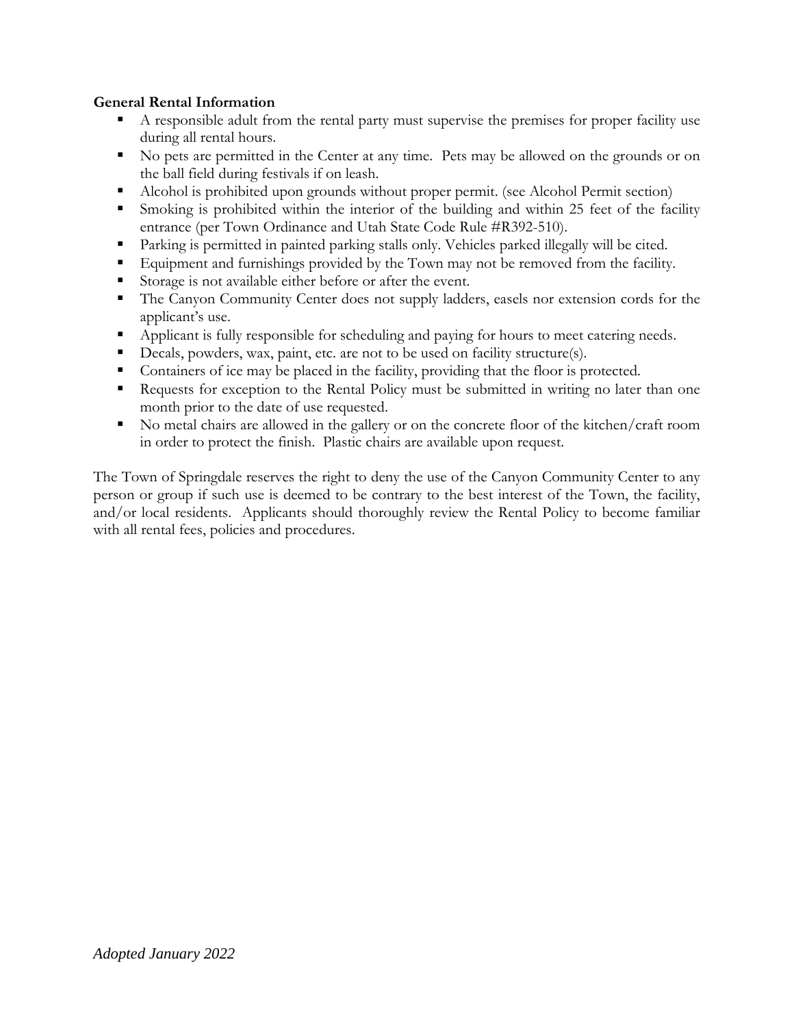**General Rental Information**

- A responsible adult from the rental party must supervise the premises for proper facility use during all rental hours.
- No pets are permitted in the Center at any time. Pets may be allowed on the grounds or on the ball field during festivals if on leash.
- Alcohol is prohibited upon grounds without proper permit. (see Alcohol Permit section)
- Smoking is prohibited within the interior of the building and within 25 feet of the facility entrance (per Town Ordinance and Utah State Code Rule #R392-510).
- Parking is permitted in painted parking stalls only. Vehicles parked illegally will be cited.
- Equipment and furnishings provided by the Town may not be removed from the facility.
- Storage is not available either before or after the event.
- The Canyon Community Center does not supply ladders, easels nor extension cords for the applicant's use.
- Applicant is fully responsible for scheduling and paying for hours to meet catering needs.
- Decals, powders, wax, paint, etc. are not to be used on facility structure(s).
- Containers of ice may be placed in the facility, providing that the floor is protected.
- Requests for exception to the Rental Policy must be submitted in writing no later than one month prior to the date of use requested.
- No metal chairs are allowed in the gallery or on the concrete floor of the kitchen/craft room in order to protect the finish. Plastic chairs are available upon request.

The Town of Springdale reserves the right to deny the use of the Canyon Community Center to any person or group if such use is deemed to be contrary to the best interest of the Town, the facility, and/or local residents. Applicants should thoroughly review the Rental Policy to become familiar with all rental fees, policies and procedures.

*Adopted January 2022*